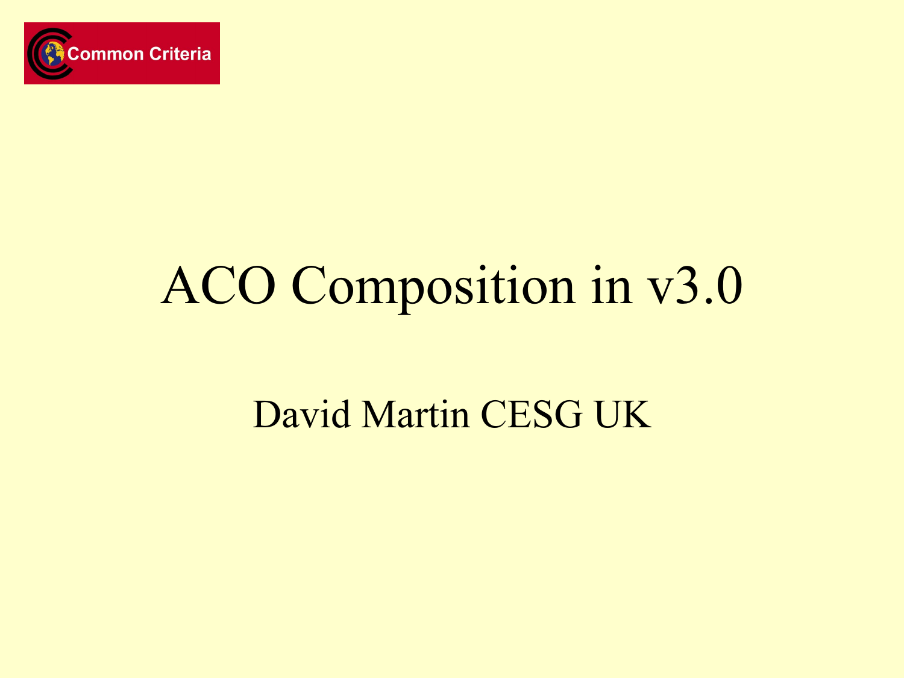Common Criteria

# ACO Composition in v3.0

David Martin CESG UK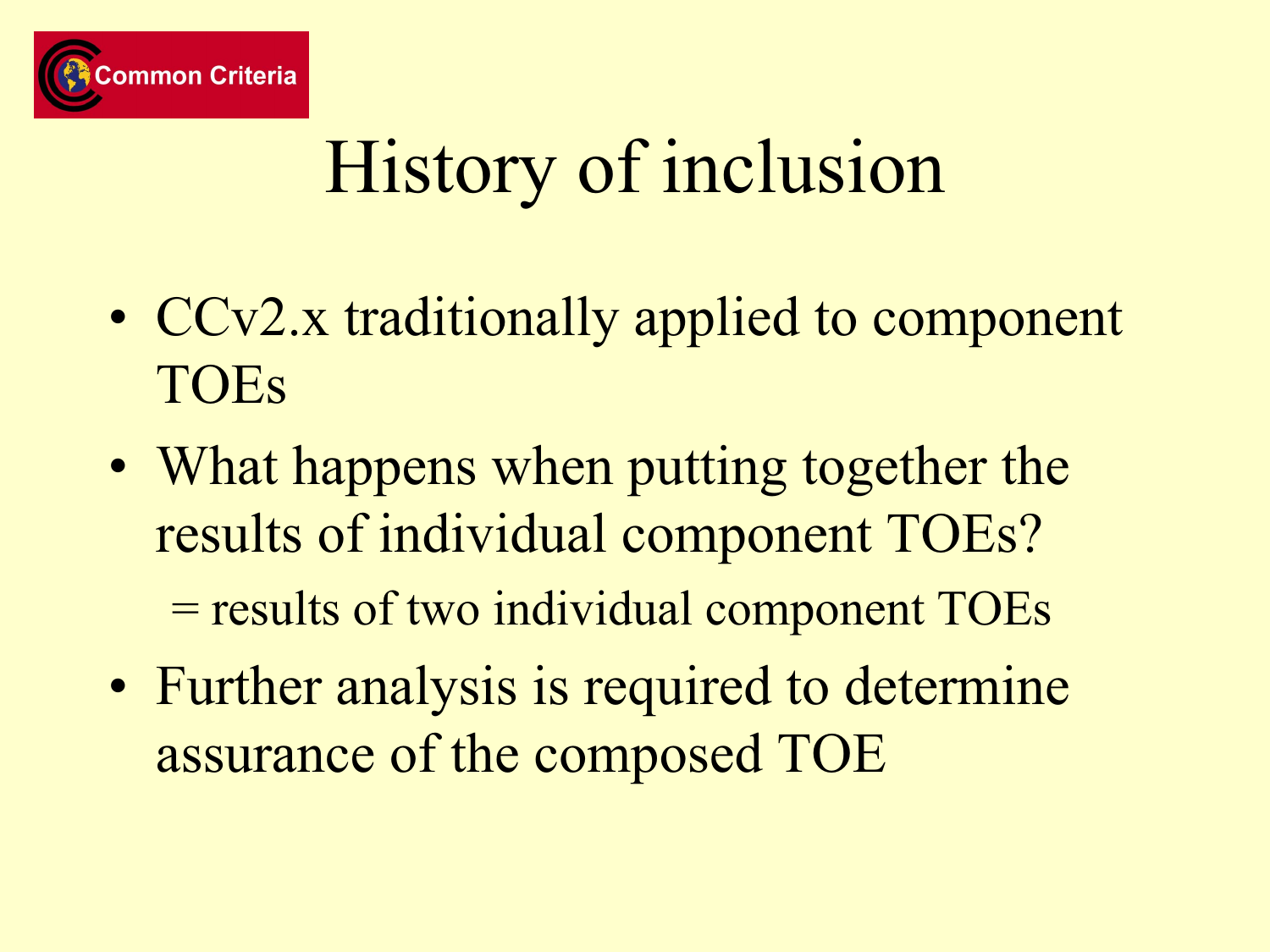# History of inclusion

- CCv2.x traditionally applied to component TOEs
- What happens when putting together the results of individual component TOEs?
  = results of two individual component TOEs
- Further analysis is required to determine assurance of the composed TOE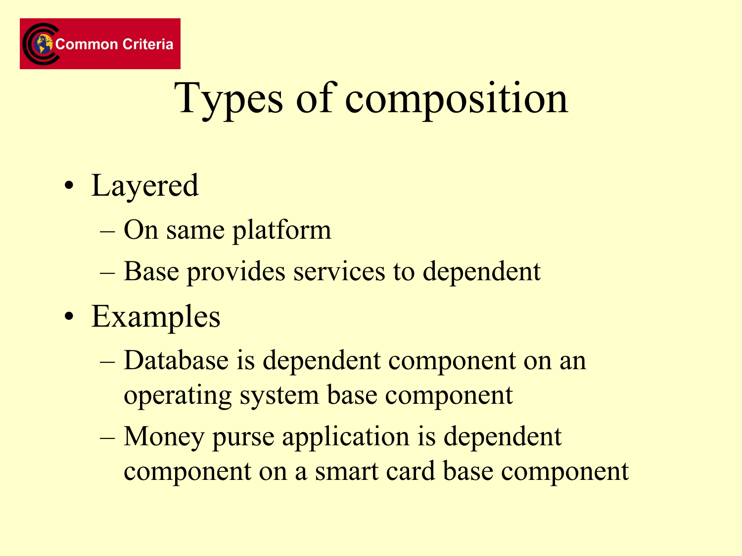# Types of composition

- Layered
  - On same platform
  - Base provides services to dependent
- Examples
  - Database is dependent component on an operating system base component
  - Money purse application is dependent component on a smart card base component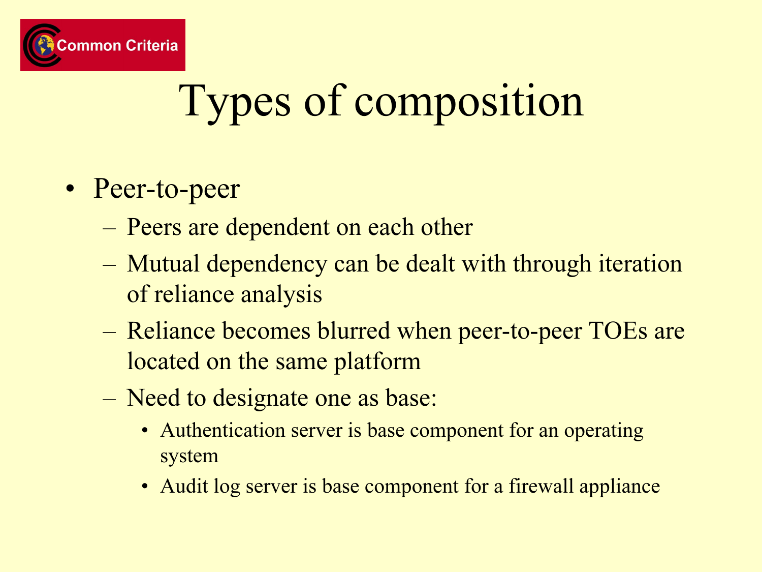# Types of composition

- Peer-to-peer
  - Peers are dependent on each other
  - Mutual dependency can be dealt with through iteration of reliance analysis
  - Reliance becomes blurred when peer-to-peer TOEs are located on the same platform
  - Need to designate one as base:
    - Authentication server is base component for an operating system
    - Audit log server is base component for a firewall appliance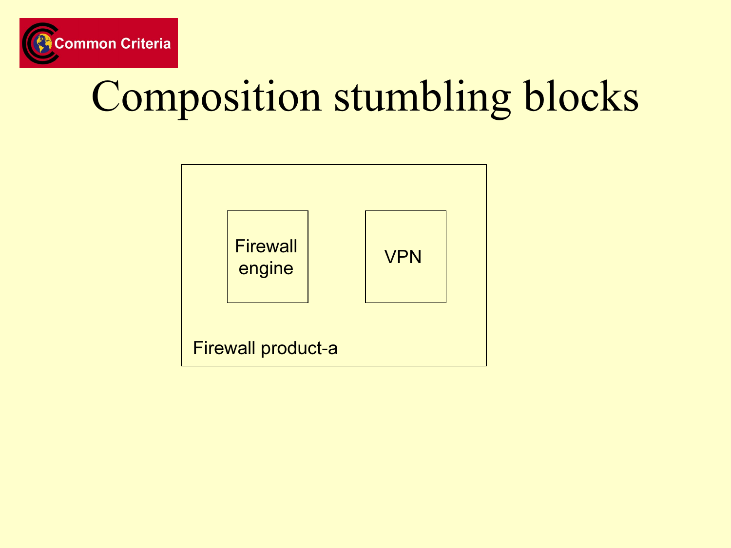# Composition stumbling blocks

Firewall engine

VPN

Firewall product-a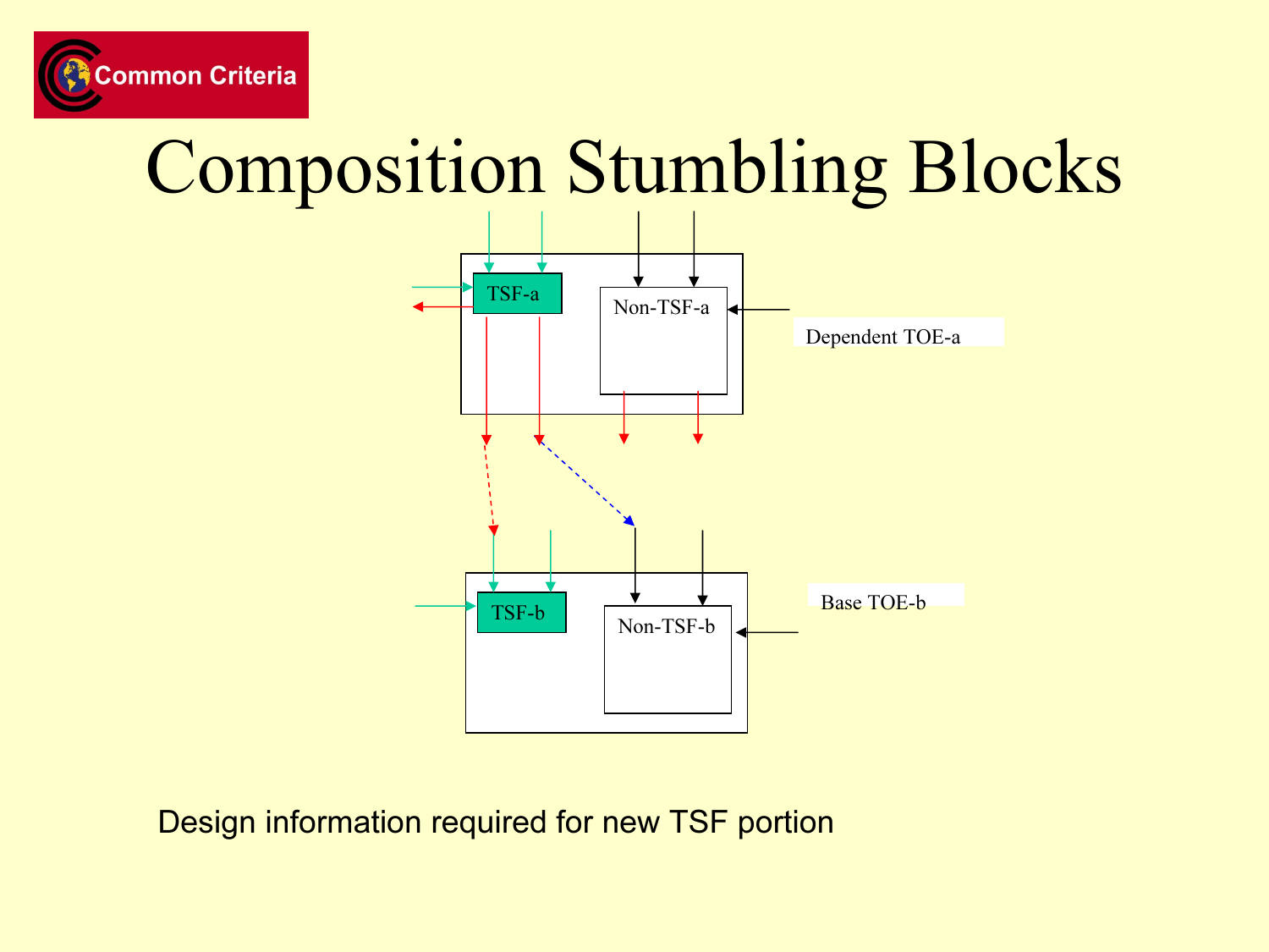# Composition Stumbling Blocks

TSF-a

Non-TSF-a

Dependent TOE-a

TSF-b

Non-TSF-b

Base TOE-b

Design information required for new TSF portion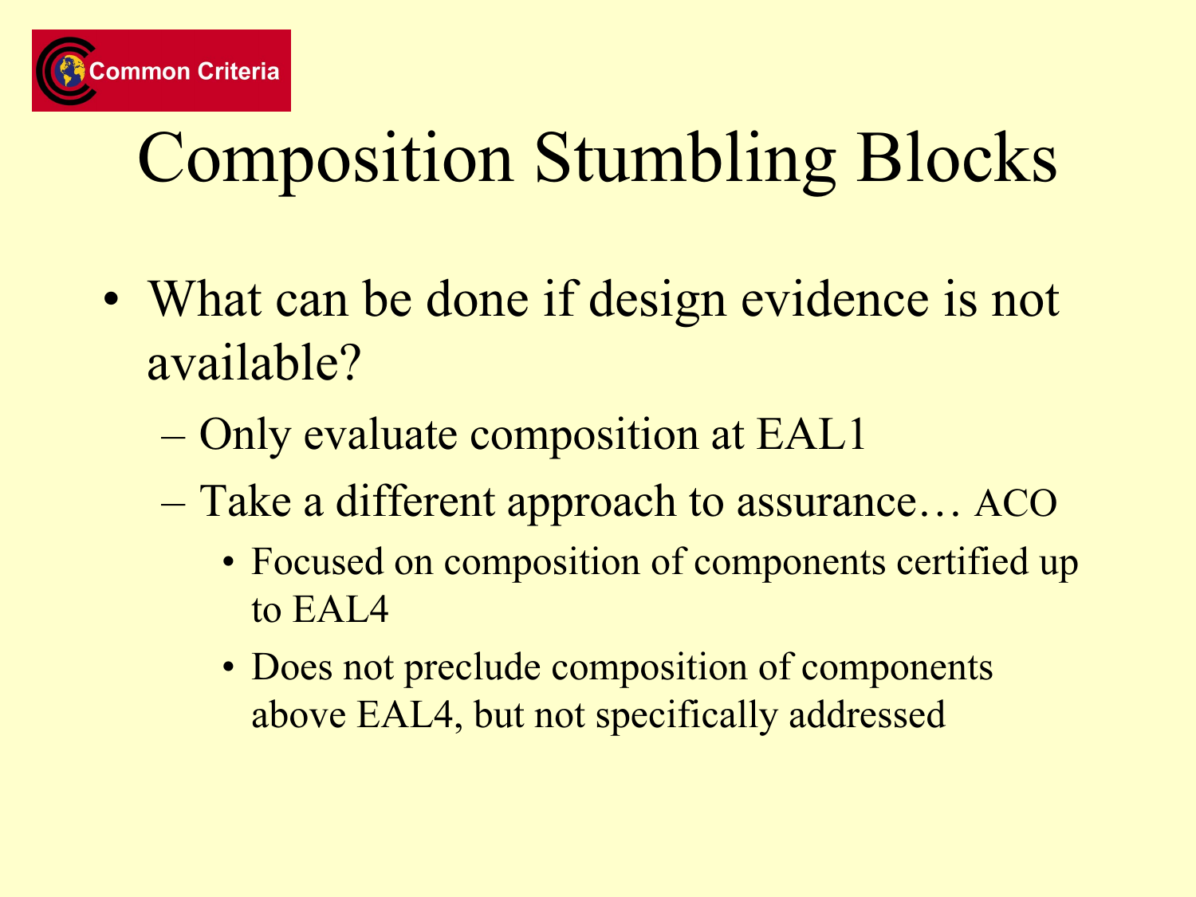# Composition Stumbling Blocks

- What can be done if design evidence is not available?
  - Only evaluate composition at EAL1
  - Take a different approach to assurance… ACO
    - Focused on composition of components certified up to EAL4
    - Does not preclude composition of components above EAL4, but not specifically addressed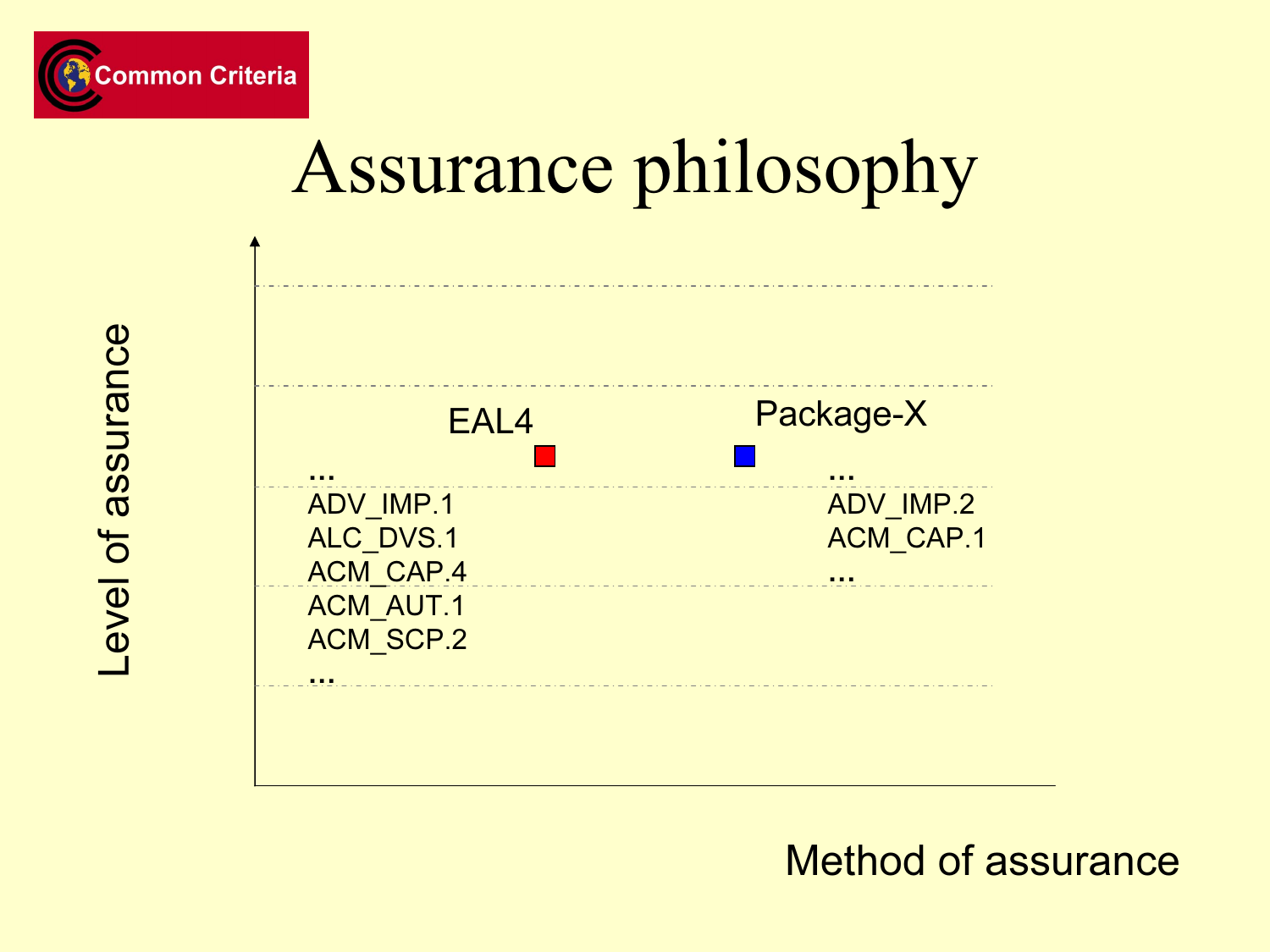# Assurance philosophy

Level of assurance

EAL4

...
ADV_IMP.1
ALC_DVS.1
ACM_CAP.4
ACM_AUT.1
ACM_SCP.2
...

Package-X

...
ADV_IMP.2
ACM_CAP.1
...

Method of assurance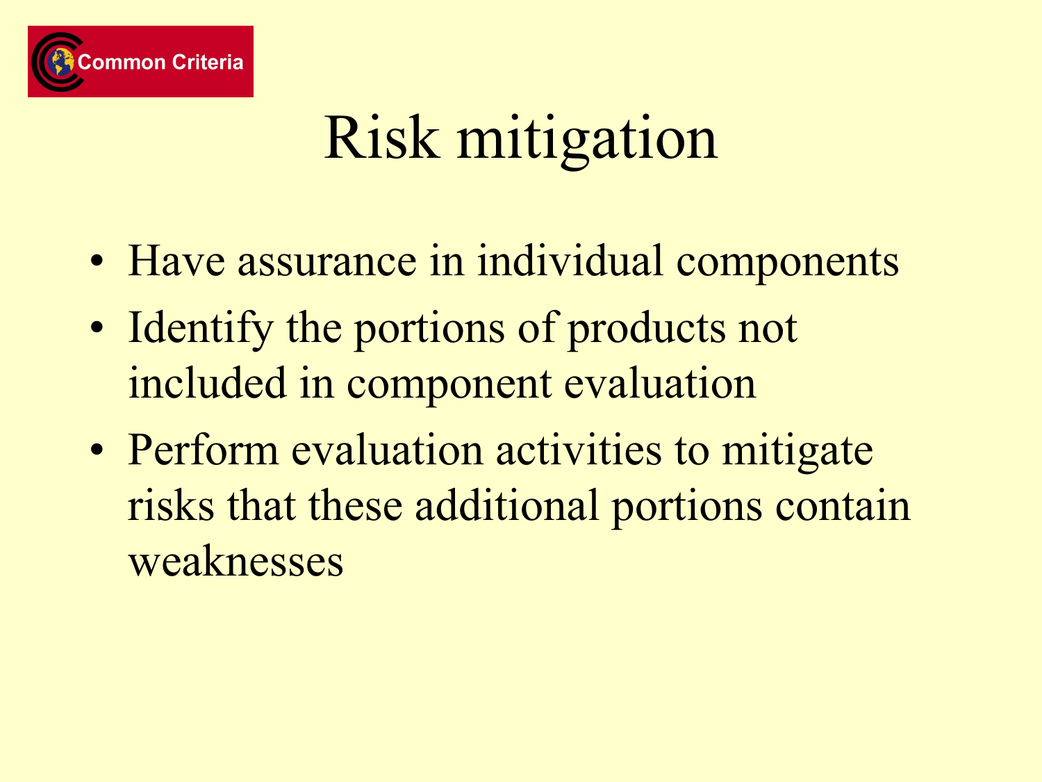# Risk mitigation

- Have assurance in individual components
- Identify the portions of products not included in component evaluation
- Perform evaluation activities to mitigate risks that these additional portions contain weaknesses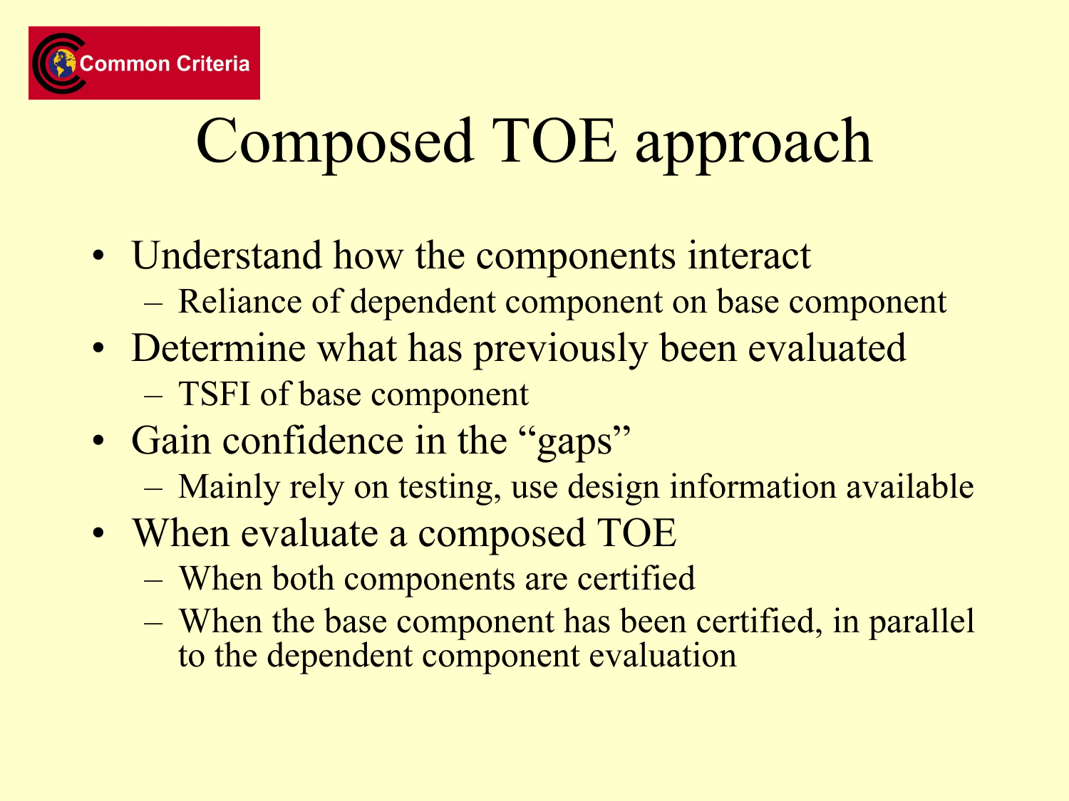# Composed TOE approach

- Understand how the components interact
  - Reliance of dependent component on base component
- Determine what has previously been evaluated
  - TSFI of base component
- Gain confidence in the "gaps"
  - Mainly rely on testing, use design information available
- When evaluate a composed TOE
  - When both components are certified
  - When the base component has been certified, in parallel to the dependent component evaluation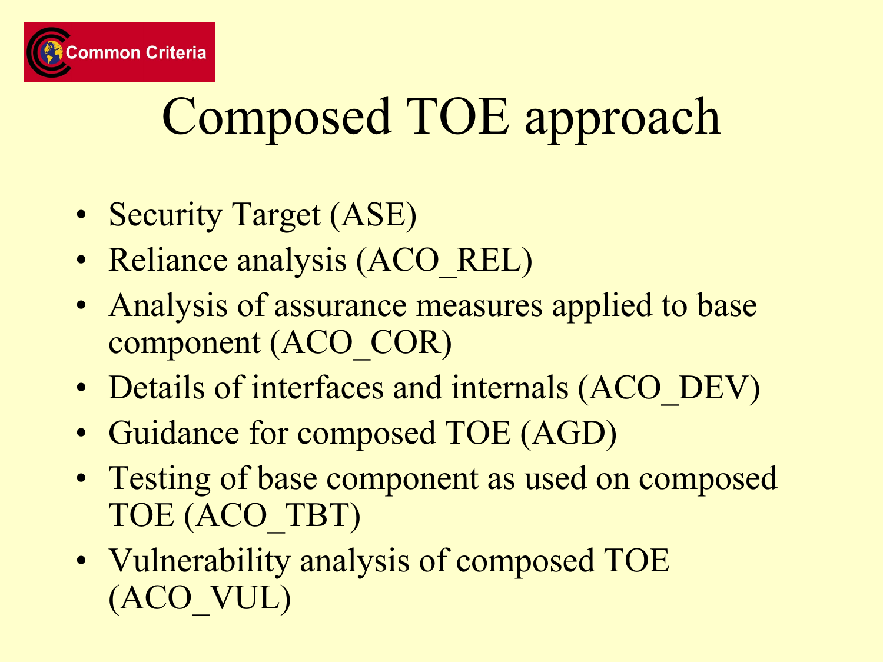# Composed TOE approach

- Security Target (ASE)
- Reliance analysis (ACO_REL)
- Analysis of assurance measures applied to base component (ACO_COR)
- Details of interfaces and internals (ACO_DEV)
- Guidance for composed TOE (AGD)
- Testing of base component as used on composed TOE (ACO_TBT)
- Vulnerability analysis of composed TOE (ACO_VUL)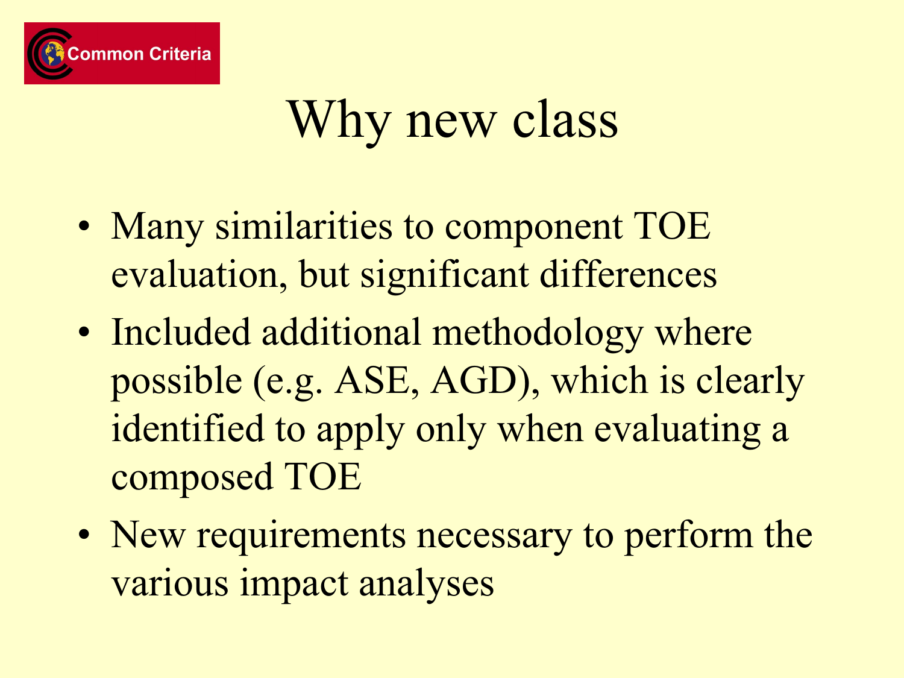# Why new class

- Many similarities to component TOE evaluation, but significant differences
- Included additional methodology where possible (e.g. ASE, AGD), which is clearly identified to apply only when evaluating a composed TOE
- New requirements necessary to perform the various impact analyses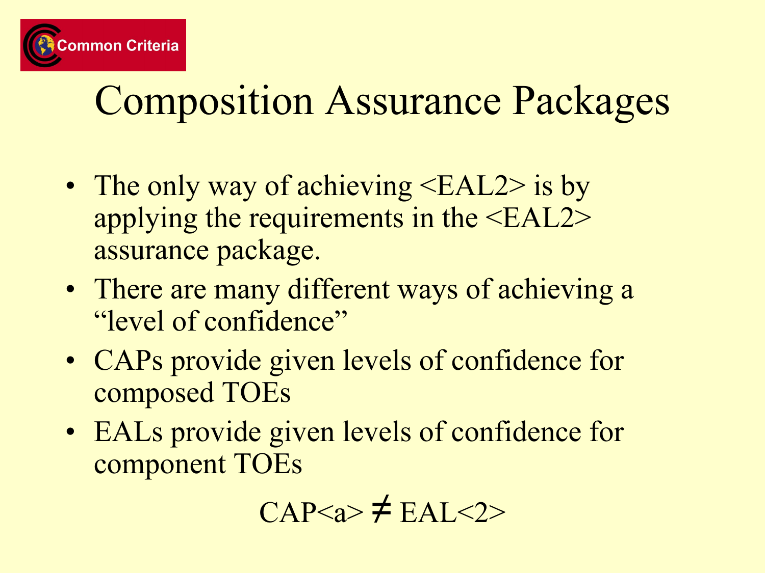# Composition Assurance Packages

- The only way of achieving <EAL2> is by applying the requirements in the <EAL2> assurance package.
- There are many different ways of achieving a "level of confidence"
- CAPs provide given levels of confidence for composed TOEs
- EALs provide given levels of confidence for component TOEs

CAP<a> ≠ EAL<2>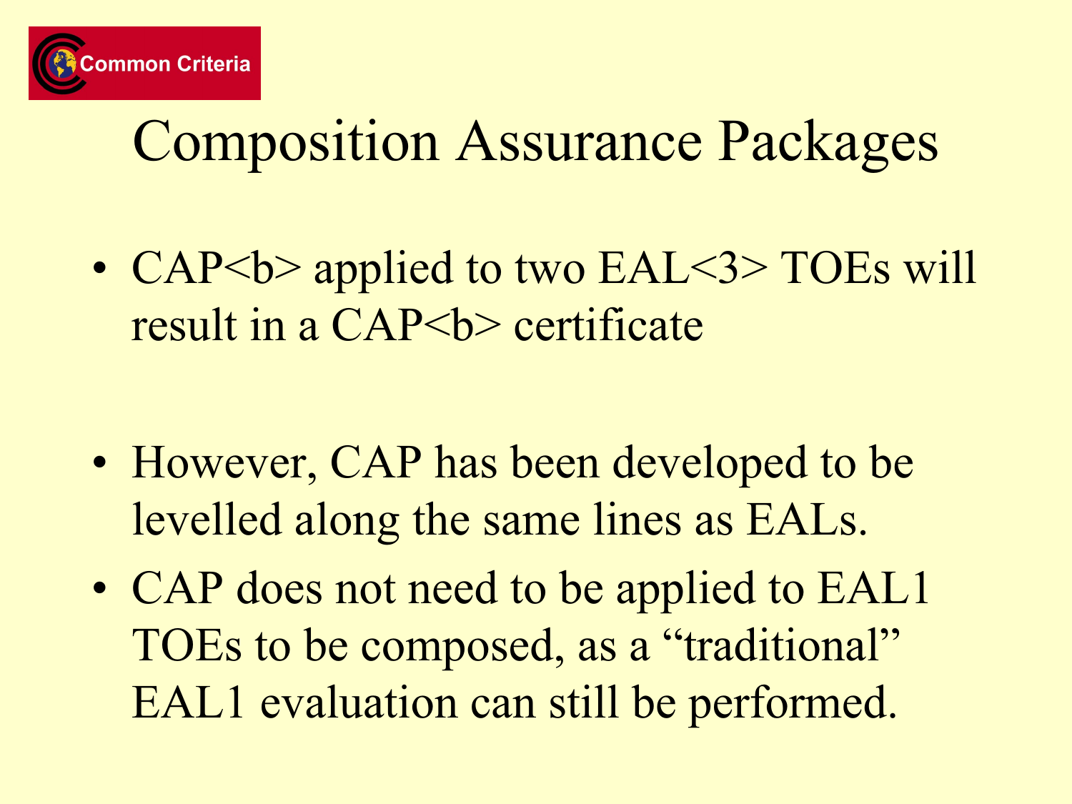# Composition Assurance Packages

- CAP<b> applied to two EAL<3> TOEs will result in a CAP<b> certificate

- However, CAP has been developed to be levelled along the same lines as EALs.
- CAP does not need to be applied to EAL1 TOEs to be composed, as a "traditional" EAL1 evaluation can still be performed.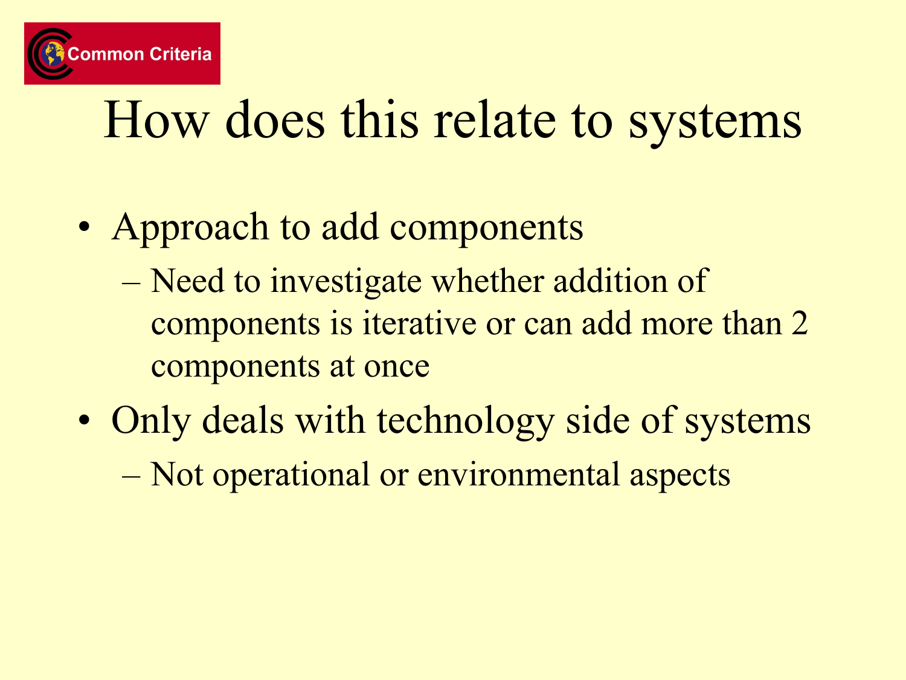# How does this relate to systems

- Approach to add components
  - Need to investigate whether addition of components is iterative or can add more than 2 components at once
- Only deals with technology side of systems
  - Not operational or environmental aspects